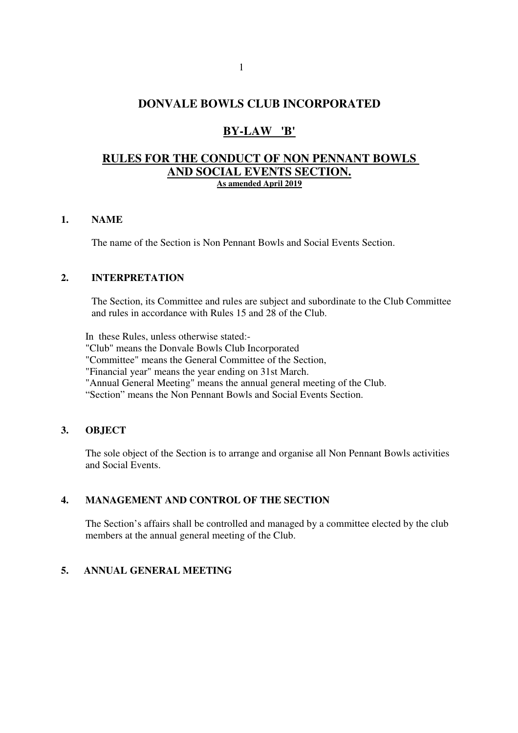# DONVALE BOWLS CLUB INCORPORATED

## BY-LAW 'B'

## RULES FOR THE CONDUCT OF NON PENNANT BOWLS AND SOCIAL EVENTS SECTION.

**As amended April 2019**

### 1. NAME

The name of the Section is Non Pennant Bowls and Social Events Section.

### 2. INTERPRETATION

The Section, its Committee and rules are subject and subordinate to the Club Committee and rules in accordance with Rules 15 and 28 of the Club.

In these Rules, unless otherwise stated:-

"Club" means the Donvale Bowls Club Incorporated
"Committee" means the General Committee of the Section,
"Financial year" means the year ending on 31st March.
"Annual General Meeting" means the annual general meeting of the Club.
"Section" means the Non Pennant Bowls and Social Events Section.

### 3. OBJECT

The sole object of the Section is to arrange and organise all Non Pennant Bowls activities and Social Events.

### 4. MANAGEMENT AND CONTROL OF THE SECTION

The Section's affairs shall be controlled and managed by a committee elected by the club members at the annual general meeting of the Club.

### 5. ANNUAL GENERAL MEETING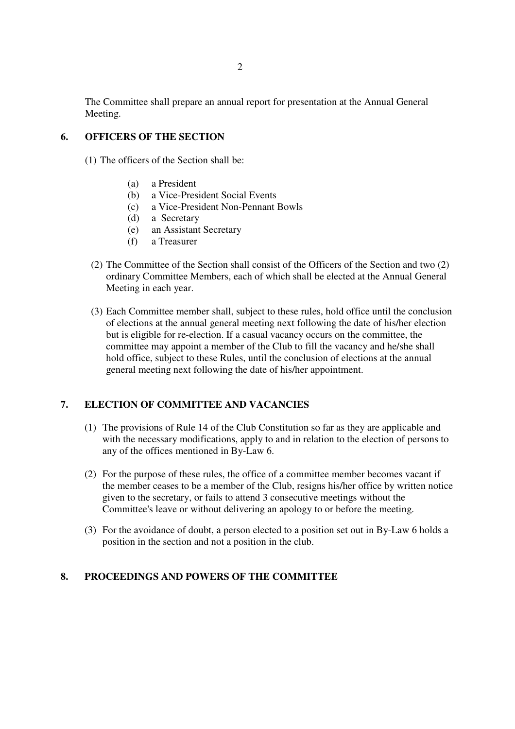The Committee shall prepare an annual report for presentation at the Annual General Meeting.

## 6. OFFICERS OF THE SECTION

(1) The officers of the Section shall be:

- (a) a President
- (b) a Vice-President Social Events
- (c) a Vice-President Non-Pennant Bowls
- (d) a Secretary
- (e) an Assistant Secretary
- (f) a Treasurer

(2) The Committee of the Section shall consist of the Officers of the Section and two (2) ordinary Committee Members, each of which shall be elected at the Annual General Meeting in each year.

(3) Each Committee member shall, subject to these rules, hold office until the conclusion of elections at the annual general meeting next following the date of his/her election but is eligible for re-election. If a casual vacancy occurs on the committee, the committee may appoint a member of the Club to fill the vacancy and he/she shall hold office, subject to these Rules, until the conclusion of elections at the annual general meeting next following the date of his/her appointment.

## 7. ELECTION OF COMMITTEE AND VACANCIES

(1) The provisions of Rule 14 of the Club Constitution so far as they are applicable and with the necessary modifications, apply to and in relation to the election of persons to any of the offices mentioned in By-Law 6.

(2) For the purpose of these rules, the office of a committee member becomes vacant if the member ceases to be a member of the Club, resigns his/her office by written notice given to the secretary, or fails to attend 3 consecutive meetings without the Committee's leave or without delivering an apology to or before the meeting.

(3) For the avoidance of doubt, a person elected to a position set out in By-Law 6 holds a position in the section and not a position in the club.

## 8. PROCEEDINGS AND POWERS OF THE COMMITTEE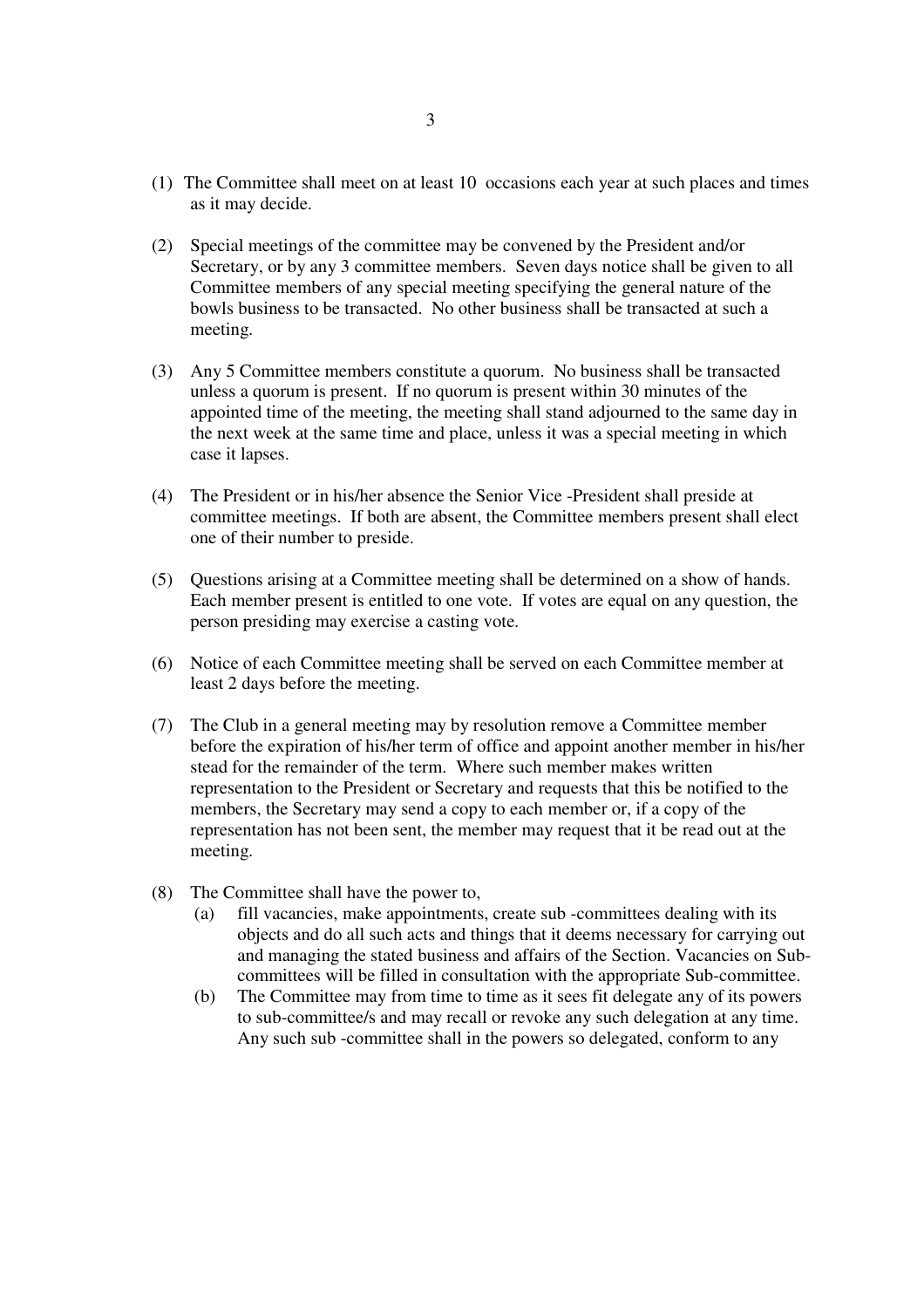(1) The Committee shall meet on at least 10 occasions each year at such places and times as it may decide.

(2) Special meetings of the committee may be convened by the President and/or Secretary, or by any 3 committee members. Seven days notice shall be given to all Committee members of any special meeting specifying the general nature of the bowls business to be transacted. No other business shall be transacted at such a meeting.

(3) Any 5 Committee members constitute a quorum. No business shall be transacted unless a quorum is present. If no quorum is present within 30 minutes of the appointed time of the meeting, the meeting shall stand adjourned to the same day in the next week at the same time and place, unless it was a special meeting in which case it lapses.

(4) The President or in his/her absence the Senior Vice -President shall preside at committee meetings. If both are absent, the Committee members present shall elect one of their number to preside.

(5) Questions arising at a Committee meeting shall be determined on a show of hands. Each member present is entitled to one vote. If votes are equal on any question, the person presiding may exercise a casting vote.

(6) Notice of each Committee meeting shall be served on each Committee member at least 2 days before the meeting.

(7) The Club in a general meeting may by resolution remove a Committee member before the expiration of his/her term of office and appoint another member in his/her stead for the remainder of the term. Where such member makes written representation to the President or Secretary and requests that this be notified to the members, the Secretary may send a copy to each member or, if a copy of the representation has not been sent, the member may request that it be read out at the meeting.

(8) The Committee shall have the power to,
   (a) fill vacancies, make appointments, create sub -committees dealing with its objects and do all such acts and things that it deems necessary for carrying out and managing the stated business and affairs of the Section. Vacancies on Sub-committees will be filled in consultation with the appropriate Sub-committee.
   (b) The Committee may from time to time as it sees fit delegate any of its powers to sub-committee/s and may recall or revoke any such delegation at any time. Any such sub -committee shall in the powers so delegated, conform to any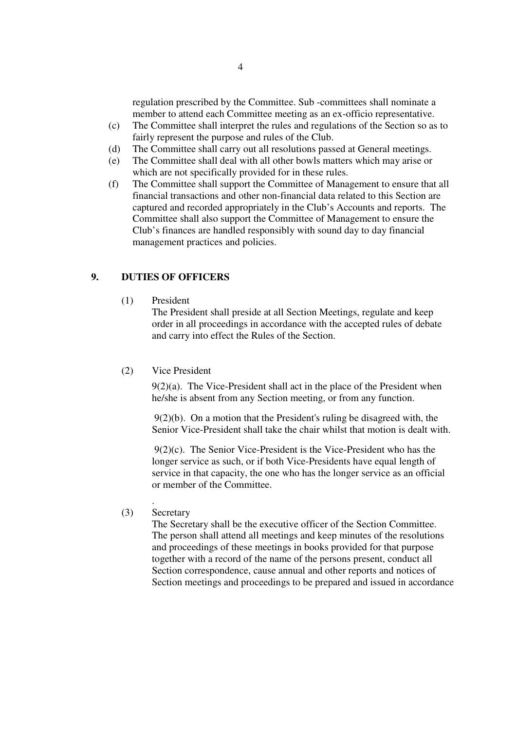regulation prescribed by the Committee. Sub -committees shall nominate a member to attend each Committee meeting as an ex-officio representative.

(c) The Committee shall interpret the rules and regulations of the Section so as to fairly represent the purpose and rules of the Club.

(d) The Committee shall carry out all resolutions passed at General meetings.

(e) The Committee shall deal with all other bowls matters which may arise or which are not specifically provided for in these rules.

(f) The Committee shall support the Committee of Management to ensure that all financial transactions and other non-financial data related to this Section are captured and recorded appropriately in the Club's Accounts and reports. The Committee shall also support the Committee of Management to ensure the Club's finances are handled responsibly with sound day to day financial management practices and policies.

## 9. DUTIES OF OFFICERS

(1) President

The President shall preside at all Section Meetings, regulate and keep order in all proceedings in accordance with the accepted rules of debate and carry into effect the Rules of the Section.

(2) Vice President

9(2)(a). The Vice-President shall act in the place of the President when he/she is absent from any Section meeting, or from any function.

9(2)(b). On a motion that the President's ruling be disagreed with, the Senior Vice-President shall take the chair whilst that motion is dealt with.

9(2)(c). The Senior Vice-President is the Vice-President who has the longer service as such, or if both Vice-Presidents have equal length of service in that capacity, the one who has the longer service as an official or member of the Committee.

.

(3) Secretary

The Secretary shall be the executive officer of the Section Committee. The person shall attend all meetings and keep minutes of the resolutions and proceedings of these meetings in books provided for that purpose together with a record of the name of the persons present, conduct all Section correspondence, cause annual and other reports and notices of Section meetings and proceedings to be prepared and issued in accordance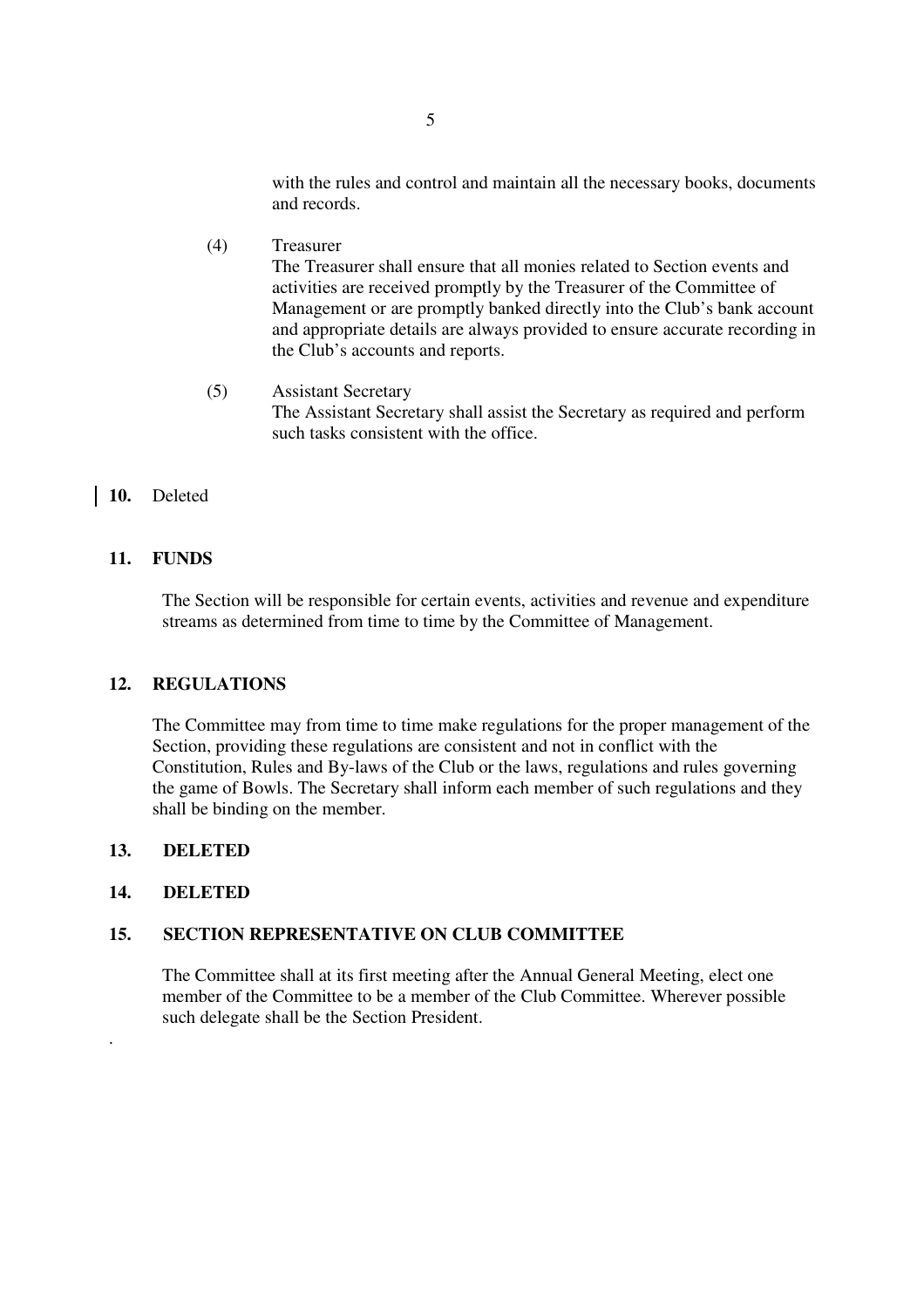with the rules and control and maintain all the necessary books, documents and records.

(4) Treasurer
The Treasurer shall ensure that all monies related to Section events and activities are received promptly by the Treasurer of the Committee of Management or are promptly banked directly into the Club's bank account and appropriate details are always provided to ensure accurate recording in the Club's accounts and reports.

(5) Assistant Secretary
The Assistant Secretary shall assist the Secretary as required and perform such tasks consistent with the office.

**10.** Deleted

**11. FUNDS**

The Section will be responsible for certain events, activities and revenue and expenditure streams as determined from time to time by the Committee of Management.

**12. REGULATIONS**

The Committee may from time to time make regulations for the proper management of the Section, providing these regulations are consistent and not in conflict with the Constitution, Rules and By-laws of the Club or the laws, regulations and rules governing the game of Bowls. The Secretary shall inform each member of such regulations and they shall be binding on the member.

**13. DELETED**

**14. DELETED**

**15. SECTION REPRESENTATIVE ON CLUB COMMITTEE**

The Committee shall at its first meeting after the Annual General Meeting, elect one member of the Committee to be a member of the Club Committee. Wherever possible such delegate shall be the Section President.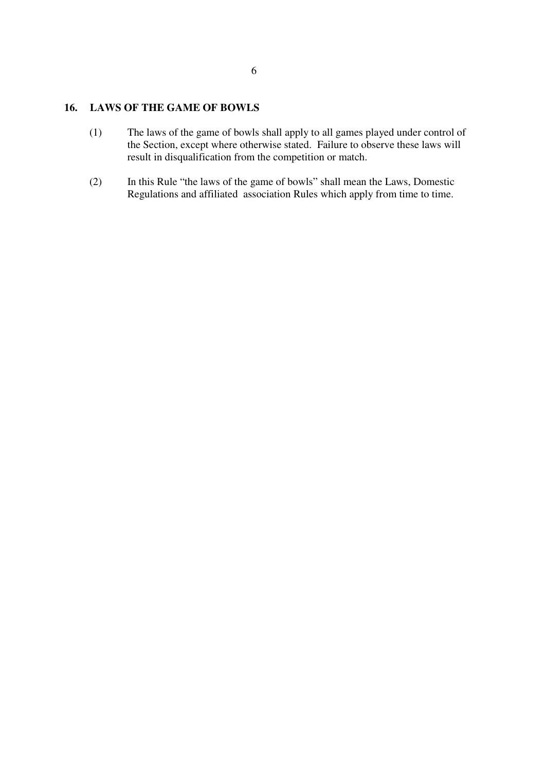## 16. LAWS OF THE GAME OF BOWLS

(1) The laws of the game of bowls shall apply to all games played under control of the Section, except where otherwise stated. Failure to observe these laws will result in disqualification from the competition or match.

(2) In this Rule "the laws of the game of bowls" shall mean the Laws, Domestic Regulations and affiliated association Rules which apply from time to time.